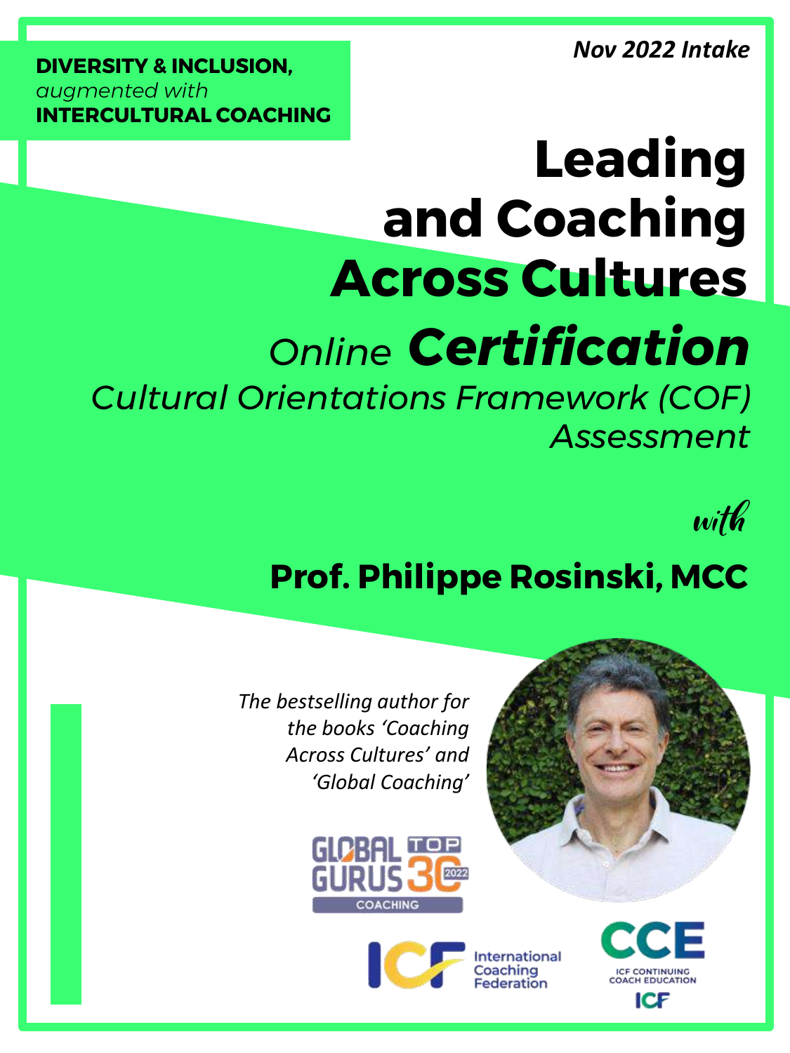**DIVERSITY & INCLUSION,**
*augmented with*
**INTERCULTURAL COACHING**

*Nov 2022 Intake*

# Leading and Coaching Across Cultures

## *Online* ***Certification***

*Cultural Orientations Framework (COF) Assessment*

*with*

## Prof. Philippe Rosinski, MCC

*The bestselling author for the books 'Coaching Across Cultures' and 'Global Coaching'*

GLOBAL GURUS TOP 30 2022 COACHING

International Coaching Federation

CCE ICF CONTINUING COACH EDUCATION ICF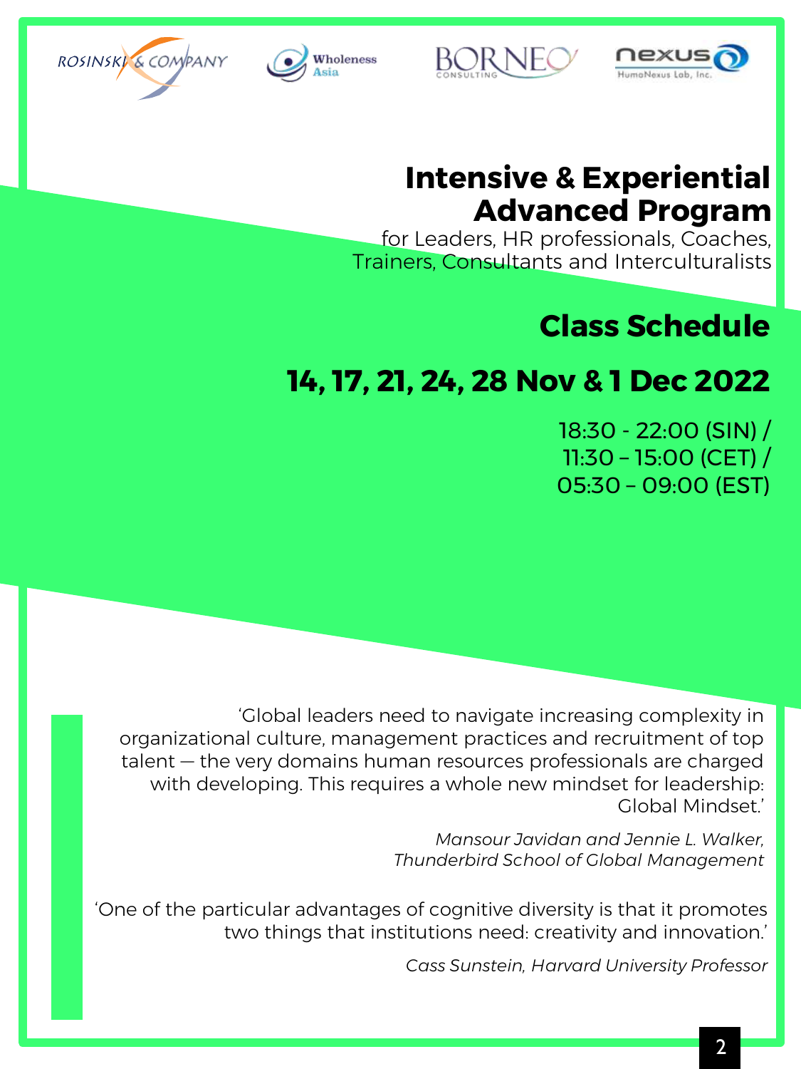ROSINSKI & COMPANY   Wholeness Asia   BORNEO CONSULTING   nexus HumaNexus Lab, Inc.

# Intensive & Experiential Advanced Program

for Leaders, HR professionals, Coaches, Trainers, Consultants and Interculturalists

## Class Schedule

## 14, 17, 21, 24, 28 Nov & 1 Dec 2022

18:30 - 22:00 (SIN) /
11:30 – 15:00 (CET) /
05:30 – 09:00 (EST)

‘Global leaders need to navigate increasing complexity in organizational culture, management practices and recruitment of top talent — the very domains human resources professionals are charged with developing. This requires a whole new mindset for leadership: Global Mindset.’

*Mansour Javidan and Jennie L. Walker, Thunderbird School of Global Management*

‘One of the particular advantages of cognitive diversity is that it promotes two things that institutions need: creativity and innovation.’

*Cass Sunstein, Harvard University Professor*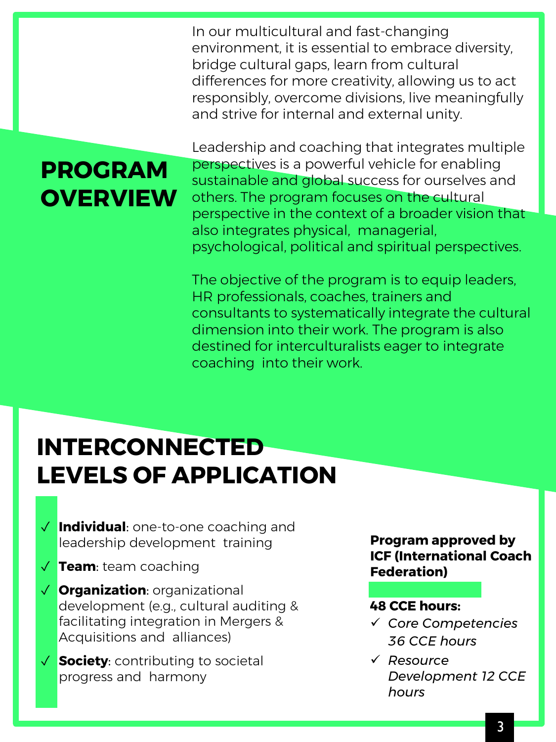## PROGRAM OVERVIEW

In our multicultural and fast-changing environment, it is essential to embrace diversity, bridge cultural gaps, learn from cultural differences for more creativity, allowing us to act responsibly, overcome divisions, live meaningfully and strive for internal and external unity.

Leadership and coaching that integrates multiple perspectives is a powerful vehicle for enabling sustainable and global success for ourselves and others. The program focuses on the cultural perspective in the context of a broader vision that also integrates physical, managerial, psychological, political and spiritual perspectives.

The objective of the program is to equip leaders, HR professionals, coaches, trainers and consultants to systematically integrate the cultural dimension into their work. The program is also destined for interculturalists eager to integrate coaching into their work.

## INTERCONNECTED LEVELS OF APPLICATION

- ✓ **Individual**: one-to-one coaching and leadership development training
- ✓ **Team**: team coaching
- ✓ **Organization**: organizational development (e.g., cultural auditing & facilitating integration in Mergers & Acquisitions and alliances)
- ✓ **Society**: contributing to societal progress and harmony

**Program approved by ICF (International Coach Federation)**

**48 CCE hours:**

- ✓ *Core Competencies 36 CCE hours*
- ✓ *Resource Development 12 CCE hours*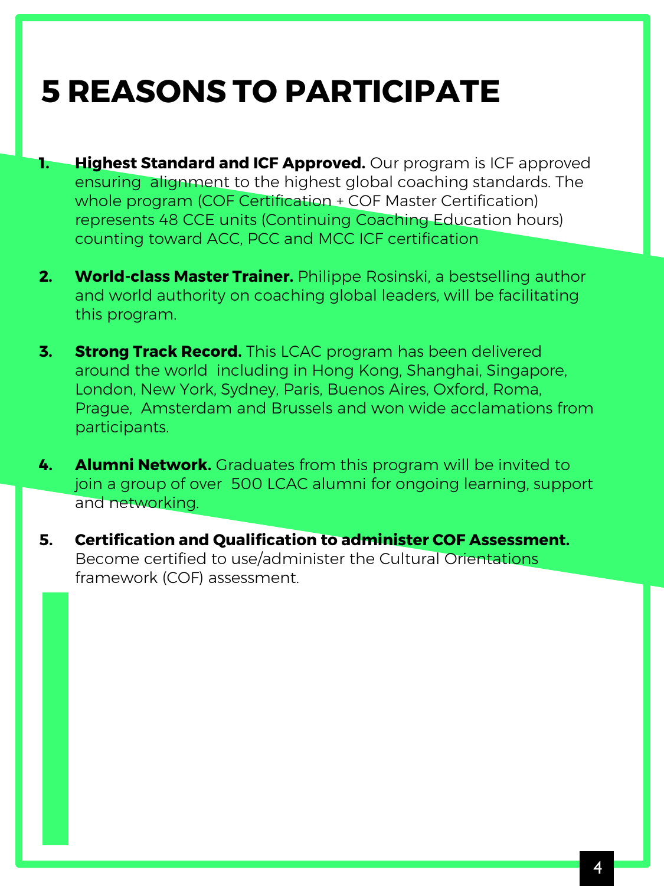# 5 REASONS TO PARTICIPATE

1. **Highest Standard and ICF Approved.** Our program is ICF approved ensuring alignment to the highest global coaching standards. The whole program (COF Certification + COF Master Certification) represents 48 CCE units (Continuing Coaching Education hours) counting toward ACC, PCC and MCC ICF certification

2. **World-class Master Trainer.** Philippe Rosinski, a bestselling author and world authority on coaching global leaders, will be facilitating this program.

3. **Strong Track Record.** This LCAC program has been delivered around the world including in Hong Kong, Shanghai, Singapore, London, New York, Sydney, Paris, Buenos Aires, Oxford, Roma, Prague, Amsterdam and Brussels and won wide acclamations from participants.

4. **Alumni Network.** Graduates from this program will be invited to join a group of over 500 LCAC alumni for ongoing learning, support and networking.

5. **Certification and Qualification to administer COF Assessment.** Become certified to use/administer the Cultural Orientations framework (COF) assessment.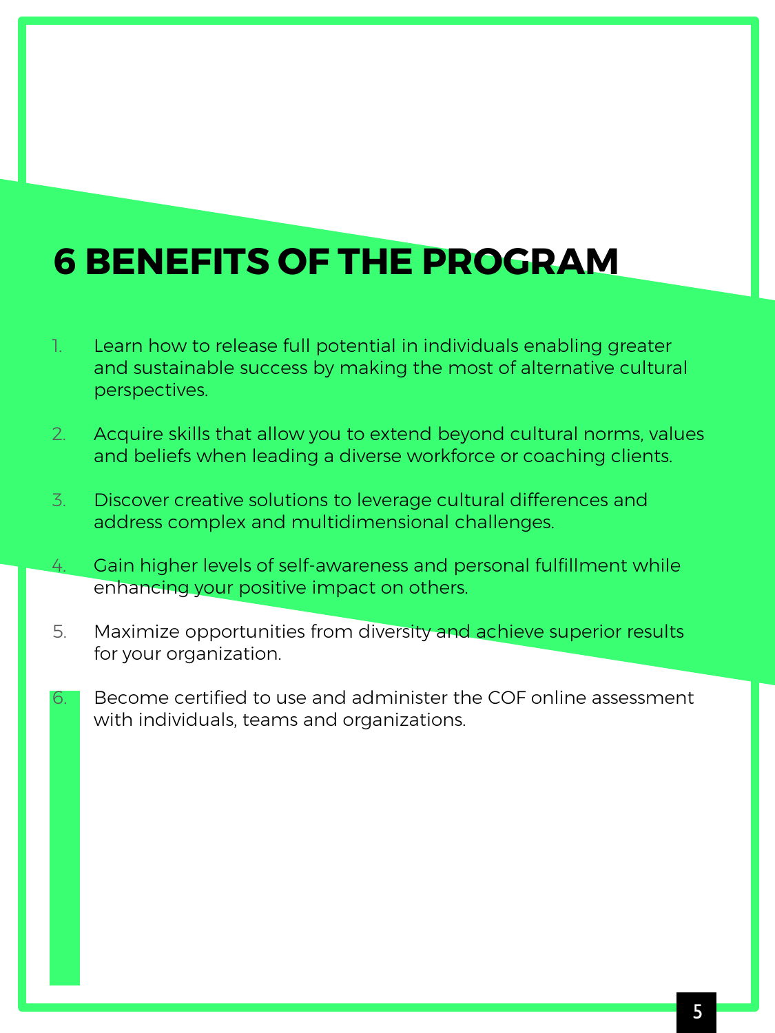# 6 BENEFITS OF THE PROGRAM

1. Learn how to release full potential in individuals enabling greater and sustainable success by making the most of alternative cultural perspectives.

2. Acquire skills that allow you to extend beyond cultural norms, values and beliefs when leading a diverse workforce or coaching clients.

3. Discover creative solutions to leverage cultural differences and address complex and multidimensional challenges.

4. Gain higher levels of self-awareness and personal fulfillment while enhancing your positive impact on others.

5. Maximize opportunities from diversity and achieve superior results for your organization.

6. Become certified to use and administer the COF online assessment with individuals, teams and organizations.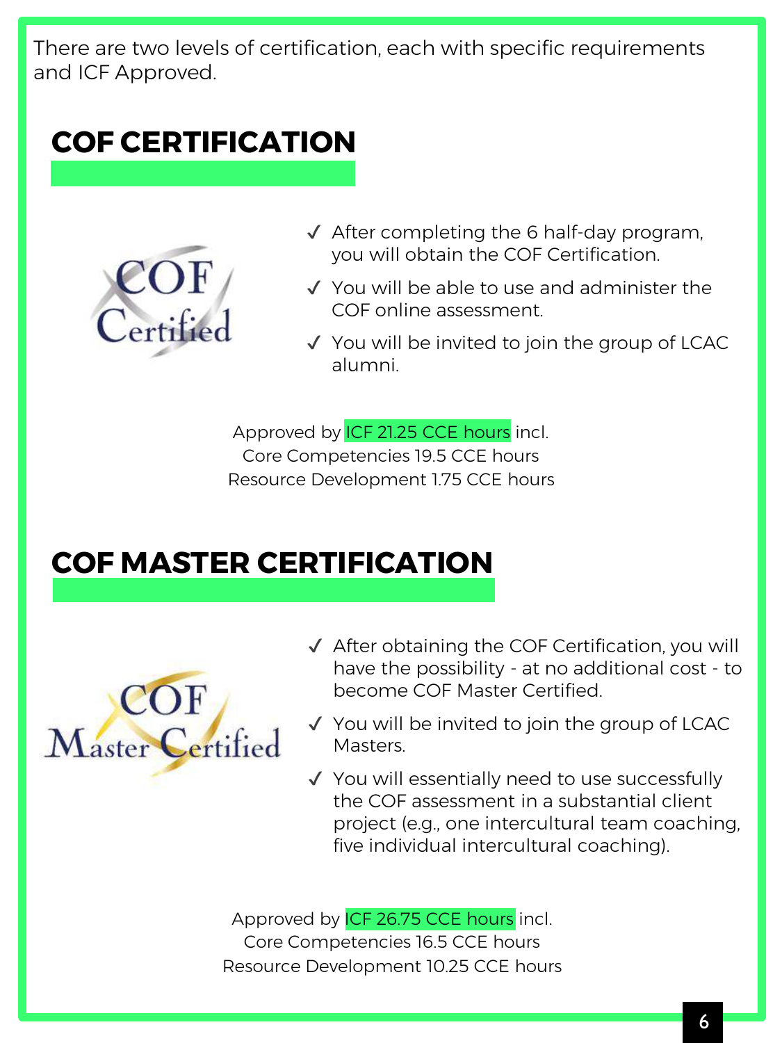There are two levels of certification, each with specific requirements and ICF Approved.

## COF CERTIFICATION

- ✓ After completing the 6 half-day program, you will obtain the COF Certification.
- ✓ You will be able to use and administer the COF online assessment.
- ✓ You will be invited to join the group of LCAC alumni.

Approved by ICF 21.25 CCE hours incl.
Core Competencies 19.5 CCE hours
Resource Development 1.75 CCE hours

## COF MASTER CERTIFICATION

- ✓ After obtaining the COF Certification, you will have the possibility - at no additional cost - to become COF Master Certified.
- ✓ You will be invited to join the group of LCAC Masters.
- ✓ You will essentially need to use successfully the COF assessment in a substantial client project (e.g., one intercultural team coaching, five individual intercultural coaching).

Approved by ICF 26.75 CCE hours incl.
Core Competencies 16.5 CCE hours
Resource Development 10.25 CCE hours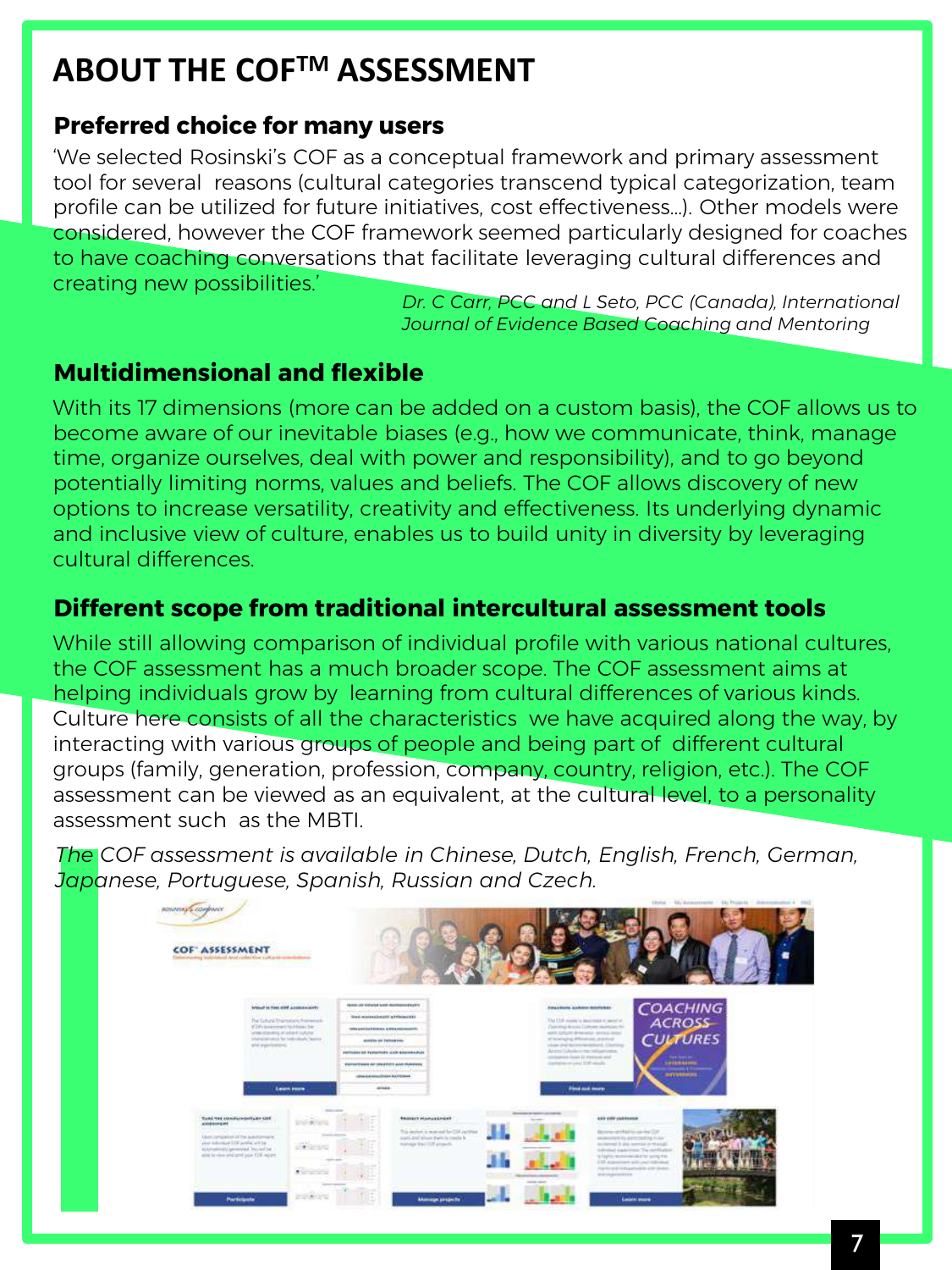# ABOUT THE COF™ ASSESSMENT

## Preferred choice for many users

'We selected Rosinski's COF as a conceptual framework and primary assessment tool for several reasons (cultural categories transcend typical categorization, team profile can be utilized for future initiatives, cost effectiveness...). Other models were considered, however the COF framework seemed particularly designed for coaches to have coaching conversations that facilitate leveraging cultural differences and creating new possibilities.'

*Dr. C Carr, PCC and L Seto, PCC (Canada), International Journal of Evidence Based Coaching and Mentoring*

## Multidimensional and flexible

With its 17 dimensions (more can be added on a custom basis), the COF allows us to become aware of our inevitable biases (e.g., how we communicate, think, manage time, organize ourselves, deal with power and responsibility), and to go beyond potentially limiting norms, values and beliefs. The COF allows discovery of new options to increase versatility, creativity and effectiveness. Its underlying dynamic and inclusive view of culture, enables us to build unity in diversity by leveraging cultural differences.

## Different scope from traditional intercultural assessment tools

While still allowing comparison of individual profile with various national cultures, the COF assessment has a much broader scope. The COF assessment aims at helping individuals grow by learning from cultural differences of various kinds. Culture here consists of all the characteristics we have acquired along the way, by interacting with various groups of people and being part of different cultural groups (family, generation, profession, company, country, religion, etc.). The COF assessment can be viewed as an equivalent, at the cultural level, to a personality assessment such as the MBTI.

*The COF assessment is available in Chinese, Dutch, English, French, German, Japanese, Portuguese, Spanish, Russian and Czech.*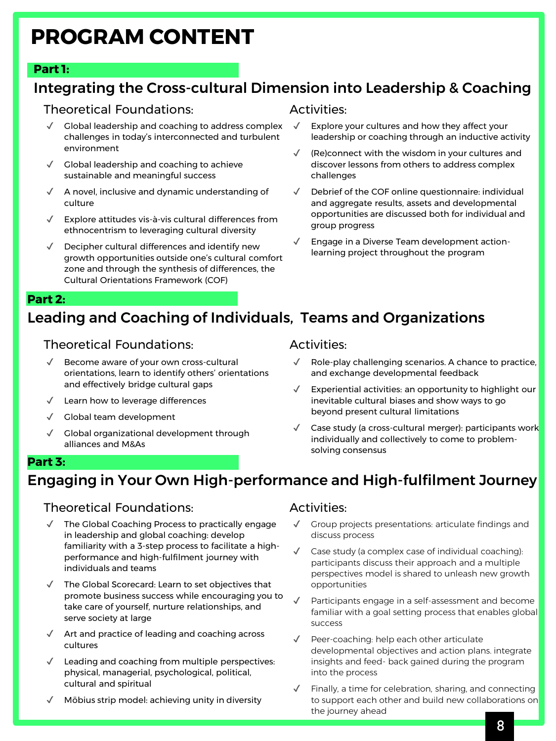# PROGRAM CONTENT

**Part 1:**

## Integrating the Cross-cultural Dimension into Leadership & Coaching

### Theoretical Foundations:

- ✓ Global leadership and coaching to address complex challenges in today's interconnected and turbulent environment
- ✓ Global leadership and coaching to achieve sustainable and meaningful success
- ✓ A novel, inclusive and dynamic understanding of culture
- ✓ Explore attitudes vis-à-vis cultural differences from ethnocentrism to leveraging cultural diversity
- ✓ Decipher cultural differences and identify new growth opportunities outside one's cultural comfort zone and through the synthesis of differences, the Cultural Orientations Framework (COF)

### Activities:

- ✓ Explore your cultures and how they affect your leadership or coaching through an inductive activity
- ✓ (Re)connect with the wisdom in your cultures and discover lessons from others to address complex challenges
- ✓ Debrief of the COF online questionnaire: individual and aggregate results, assets and developmental opportunities are discussed both for individual and group progress
- ✓ Engage in a Diverse Team development action-learning project throughout the program

**Part 2:**

## Leading and Coaching of Individuals, Teams and Organizations

### Theoretical Foundations:

- ✓ Become aware of your own cross-cultural orientations, learn to identify others' orientations and effectively bridge cultural gaps
- ✓ Learn how to leverage differences
- ✓ Global team development
- ✓ Global organizational development through alliances and M&As

### Activities:

- ✓ Role-play challenging scenarios. A chance to practice, and exchange developmental feedback
- ✓ Experiential activities: an opportunity to highlight our inevitable cultural biases and show ways to go beyond present cultural limitations
- ✓ Case study (a cross-cultural merger): participants work individually and collectively to come to problem-solving consensus

**Part 3:**

## Engaging in Your Own High-performance and High-fulfilment Journey

### Theoretical Foundations:

- ✓ The Global Coaching Process to practically engage in leadership and global coaching: develop familiarity with a 3-step process to facilitate a high-performance and high-fulfilment journey with individuals and teams
- ✓ The Global Scorecard: Learn to set objectives that promote business success while encouraging you to take care of yourself, nurture relationships, and serve society at large
- ✓ Art and practice of leading and coaching across cultures
- ✓ Leading and coaching from multiple perspectives: physical, managerial, psychological, political, cultural and spiritual
- ✓ Möbius strip model: achieving unity in diversity

### Activities:

- ✓ Group projects presentations: articulate findings and discuss process
- ✓ Case study (a complex case of individual coaching): participants discuss their approach and a multiple perspectives model is shared to unleash new growth opportunities
- ✓ Participants engage in a self-assessment and become familiar with a goal setting process that enables global success
- ✓ Peer-coaching: help each other articulate developmental objectives and action plans. integrate insights and feed- back gained during the program into the process
- ✓ Finally, a time for celebration, sharing, and connecting to support each other and build new collaborations on the journey ahead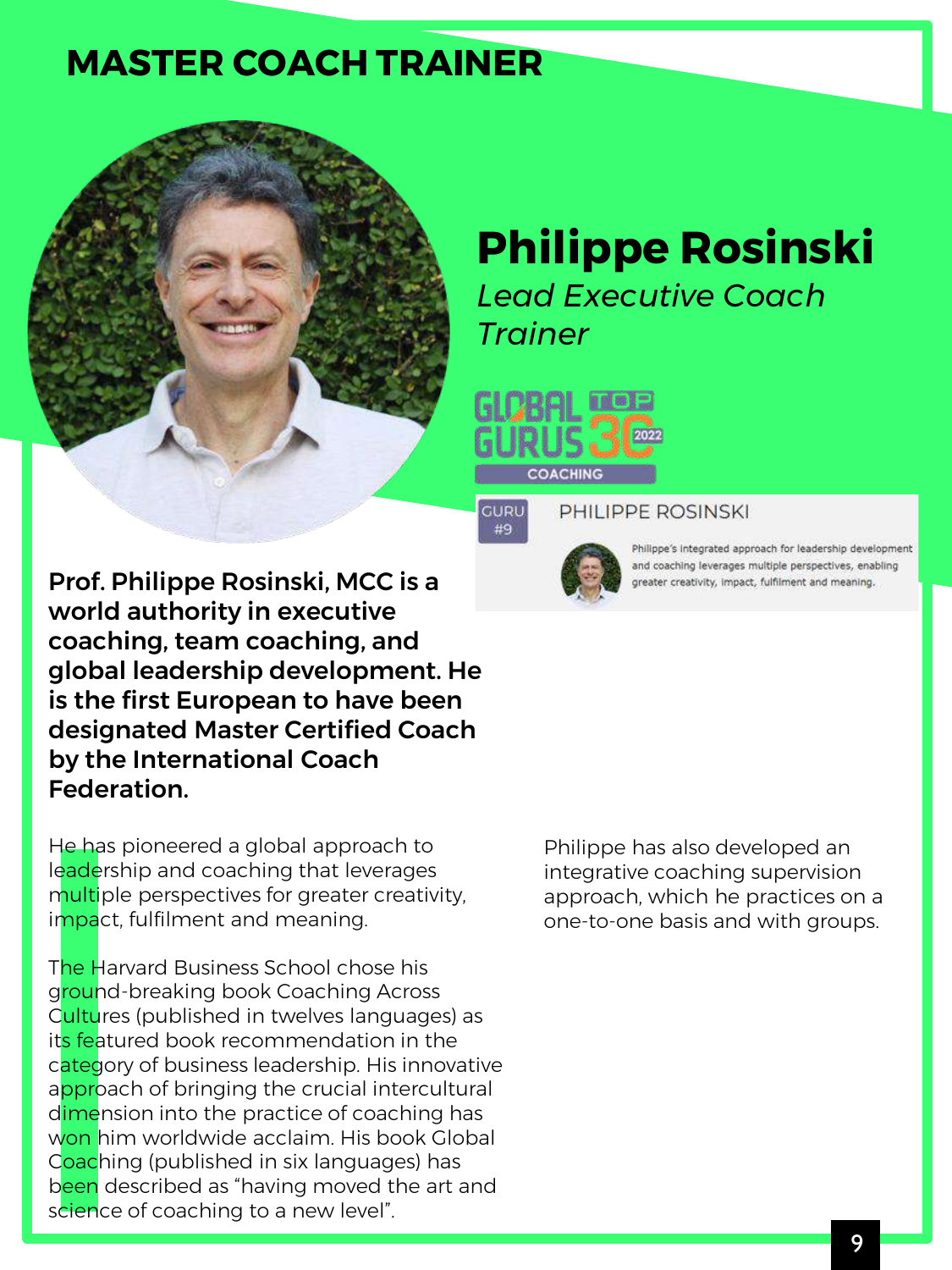# MASTER COACH TRAINER

## Philippe Rosinski

*Lead Executive Coach Trainer*

GLOBAL GURUS TOP 30 2022
COACHING

GURU #9

PHILIPPE ROSINSKI

Philippe's integrated approach for leadership development and coaching leverages multiple perspectives, enabling greater creativity, impact, fulfilment and meaning.

**Prof. Philippe Rosinski, MCC is a world authority in executive coaching, team coaching, and global leadership development. He is the first European to have been designated Master Certified Coach by the International Coach Federation.**

He has pioneered a global approach to leadership and coaching that leverages multiple perspectives for greater creativity, impact, fulfilment and meaning.

The Harvard Business School chose his ground-breaking book Coaching Across Cultures (published in twelves languages) as its featured book recommendation in the category of business leadership. His innovative approach of bringing the crucial intercultural dimension into the practice of coaching has won him worldwide acclaim. His book Global Coaching (published in six languages) has been described as "having moved the art and science of coaching to a new level".

Philippe has also developed an integrative coaching supervision approach, which he practices on a one-to-one basis and with groups.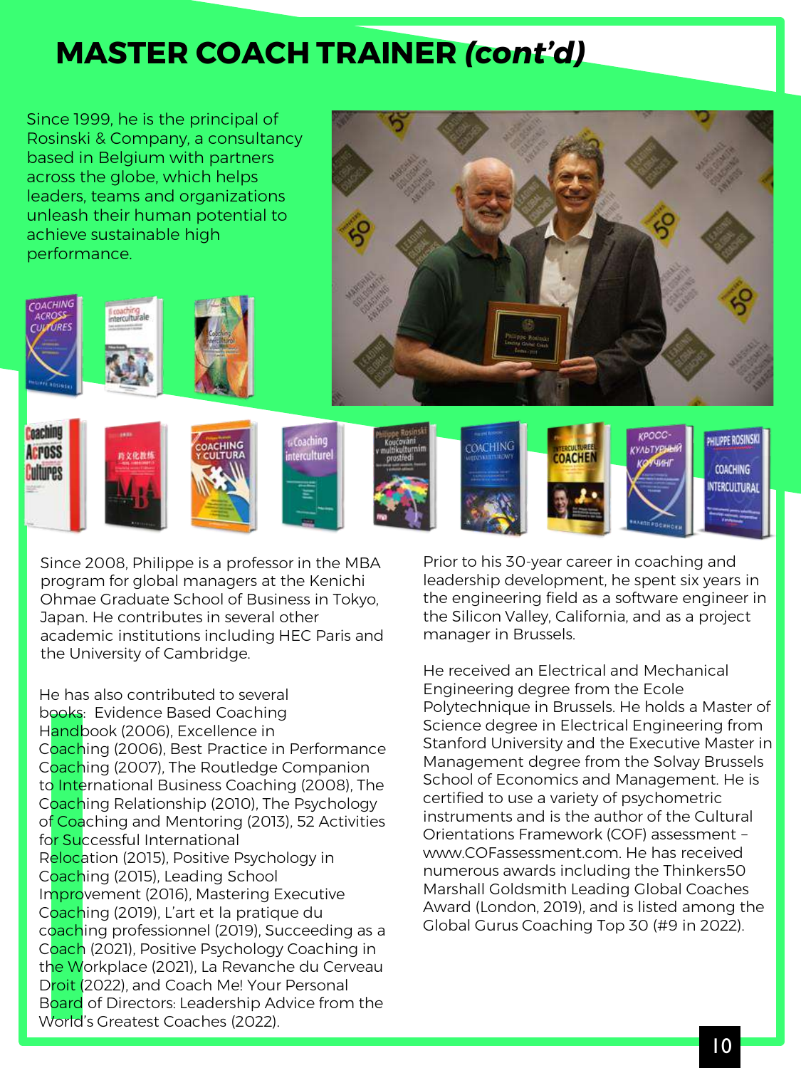# MASTER COACH TRAINER *(cont'd)*

Since 1999, he is the principal of Rosinski & Company, a consultancy based in Belgium with partners across the globe, which helps leaders, teams and organizations unleash their human potential to achieve sustainable high performance.

Since 2008, Philippe is a professor in the MBA program for global managers at the Kenichi Ohmae Graduate School of Business in Tokyo, Japan. He contributes in several other academic institutions including HEC Paris and the University of Cambridge.

He has also contributed to several books: Evidence Based Coaching Handbook (2006), Excellence in Coaching (2006), Best Practice in Performance Coaching (2007), The Routledge Companion to International Business Coaching (2008), The Coaching Relationship (2010), The Psychology of Coaching and Mentoring (2013), 52 Activities for Successful International Relocation (2015), Positive Psychology in Coaching (2015), Leading School Improvement (2016), Mastering Executive Coaching (2019), L'art et la pratique du coaching professionnel (2019), Succeeding as a Coach (2021), Positive Psychology Coaching in the Workplace (2021), La Revanche du Cerveau Droit (2022), and Coach Me! Your Personal Board of Directors: Leadership Advice from the World's Greatest Coaches (2022).

Prior to his 30-year career in coaching and leadership development, he spent six years in the engineering field as a software engineer in the Silicon Valley, California, and as a project manager in Brussels.

He received an Electrical and Mechanical Engineering degree from the Ecole Polytechnique in Brussels. He holds a Master of Science degree in Electrical Engineering from Stanford University and the Executive Master in Management degree from the Solvay Brussels School of Economics and Management. He is certified to use a variety of psychometric instruments and is the author of the Cultural Orientations Framework (COF) assessment – www.COFassessment.com. He has received numerous awards including the Thinkers50 Marshall Goldsmith Leading Global Coaches Award (London, 2019), and is listed among the Global Gurus Coaching Top 30 (#9 in 2022).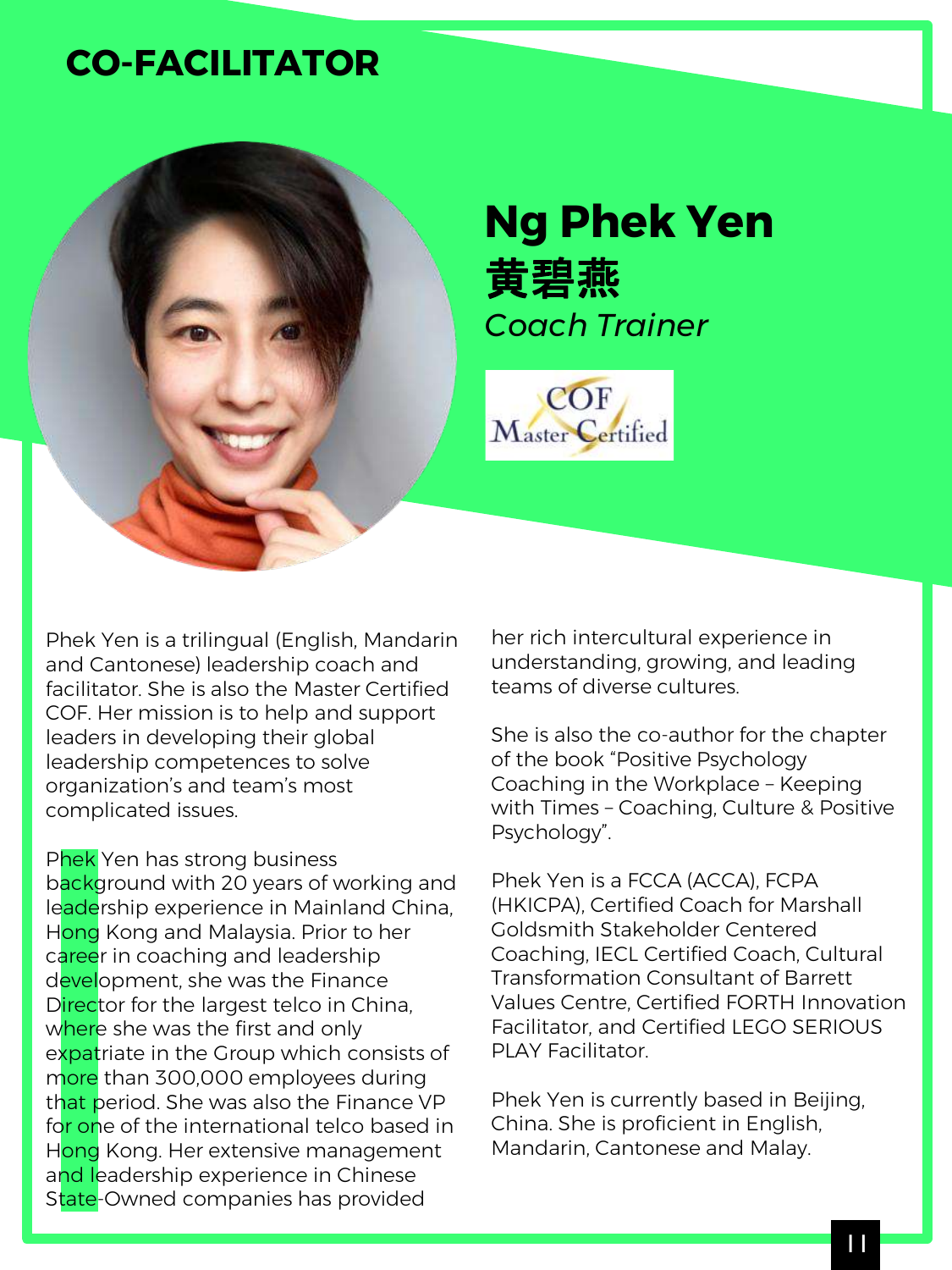## CO-FACILITATOR

# Ng Phek Yen

# 黃碧燕

*Coach Trainer*

COF Master Certified

Phek Yen is a trilingual (English, Mandarin and Cantonese) leadership coach and facilitator. She is also the Master Certified COF. Her mission is to help and support leaders in developing their global leadership competences to solve organization's and team's most complicated issues.

Phek Yen has strong business background with 20 years of working and leadership experience in Mainland China, Hong Kong and Malaysia. Prior to her career in coaching and leadership development, she was the Finance Director for the largest telco in China, where she was the first and only expatriate in the Group which consists of more than 300,000 employees during that period. She was also the Finance VP for one of the international telco based in Hong Kong. Her extensive management and leadership experience in Chinese State-Owned companies has provided her rich intercultural experience in understanding, growing, and leading teams of diverse cultures.

She is also the co-author for the chapter of the book "Positive Psychology Coaching in the Workplace – Keeping with Times – Coaching, Culture & Positive Psychology".

Phek Yen is a FCCA (ACCA), FCPA (HKICPA), Certified Coach for Marshall Goldsmith Stakeholder Centered Coaching, IECL Certified Coach, Cultural Transformation Consultant of Barrett Values Centre, Certified FORTH Innovation Facilitator, and Certified LEGO SERIOUS PLAY Facilitator.

Phek Yen is currently based in Beijing, China. She is proficient in English, Mandarin, Cantonese and Malay.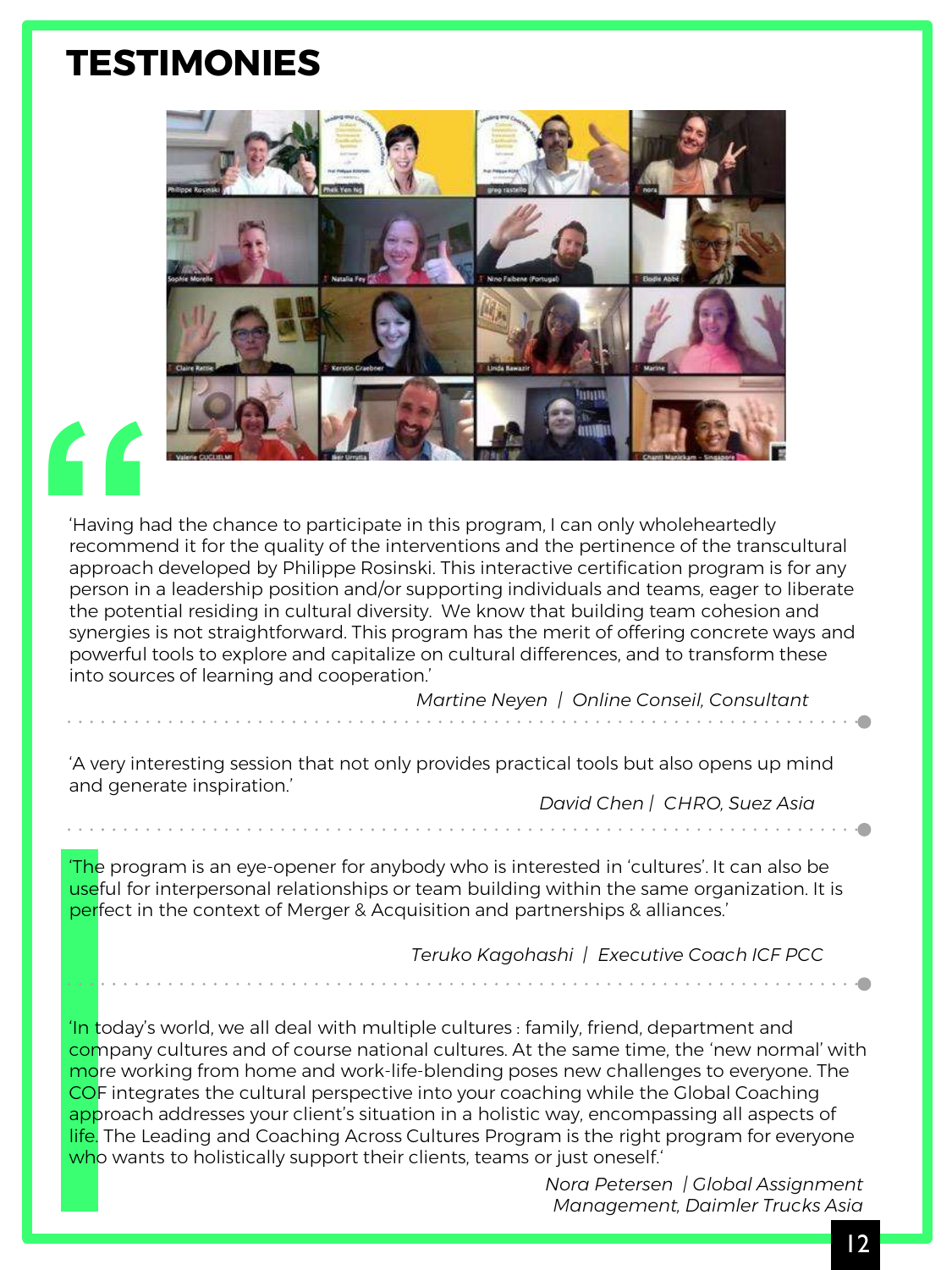# TESTIMONIES

'Having had the chance to participate in this program, I can only wholeheartedly recommend it for the quality of the interventions and the pertinence of the transcultural approach developed by Philippe Rosinski. This interactive certification program is for any person in a leadership position and/or supporting individuals and teams, eager to liberate the potential residing in cultural diversity. We know that building team cohesion and synergies is not straightforward. This program has the merit of offering concrete ways and powerful tools to explore and capitalize on cultural differences, and to transform these into sources of learning and cooperation.'

*Martine Neyen | Online Conseil, Consultant*

---

'A very interesting session that not only provides practical tools but also opens up mind and generate inspiration.'

*David Chen | CHRO, Suez Asia*

---

'The program is an eye-opener for anybody who is interested in 'cultures'. It can also be useful for interpersonal relationships or team building within the same organization. It is perfect in the context of Merger & Acquisition and partnerships & alliances.'

*Teruko Kagohashi | Executive Coach ICF PCC*

---

'In today's world, we all deal with multiple cultures : family, friend, department and company cultures and of course national cultures. At the same time, the 'new normal' with more working from home and work-life-blending poses new challenges to everyone. The COF integrates the cultural perspective into your coaching while the Global Coaching approach addresses your client's situation in a holistic way, encompassing all aspects of life. The Leading and Coaching Across Cultures Program is the right program for everyone who wants to holistically support their clients, teams or just oneself.'

*Nora Petersen | Global Assignment Management, Daimler Trucks Asia*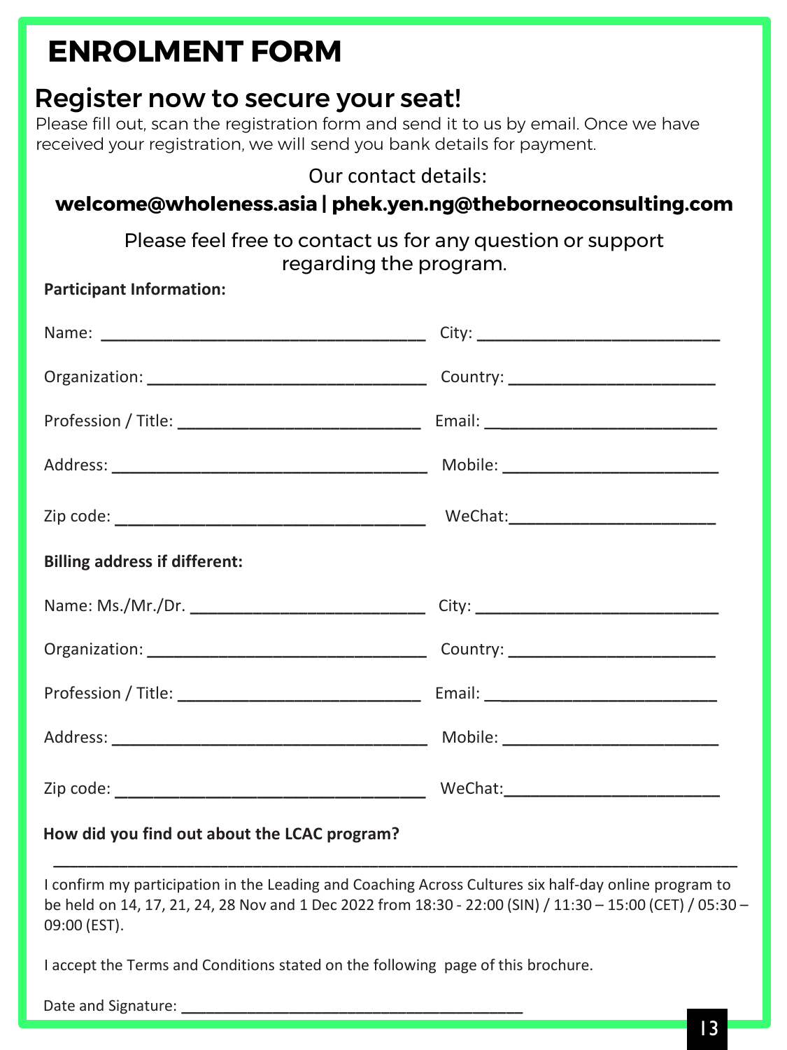# ENROLMENT FORM

## Register now to secure your seat!

Please fill out, scan the registration form and send it to us by email. Once we have received your registration, we will send you bank details for payment.

Our contact details:

**welcome@wholeness.asia | phek.yen.ng@theborneoconsulting.com**

Please feel free to contact us for any question or support regarding the program.

**Participant Information:**

Name: ___________________________________ City: ___________________________

Organization: _______________________________ Country: ________________________

Profession / Title: ___________________________ Email: __________________________

Address: ___________________________________ Mobile: _________________________

Zip code: __________________________________ WeChat:________________________

**Billing address if different:**

Name: Ms./Mr./Dr. __________________________ City: ___________________________

Organization: _______________________________ Country: ________________________

Profession / Title: ___________________________ Email: __________________________

Address: ___________________________________ Mobile: _________________________

Zip code: __________________________________ WeChat:________________________

**How did you find out about the LCAC program?**

______________________________________________________________________________

I confirm my participation in the Leading and Coaching Across Cultures six half-day online program to be held on 14, 17, 21, 24, 28 Nov and 1 Dec 2022 from 18:30 - 22:00 (SIN) / 11:30 – 15:00 (CET) / 05:30 – 09:00 (EST).

I accept the Terms and Conditions stated on the following page of this brochure.

Date and Signature: _________________________________________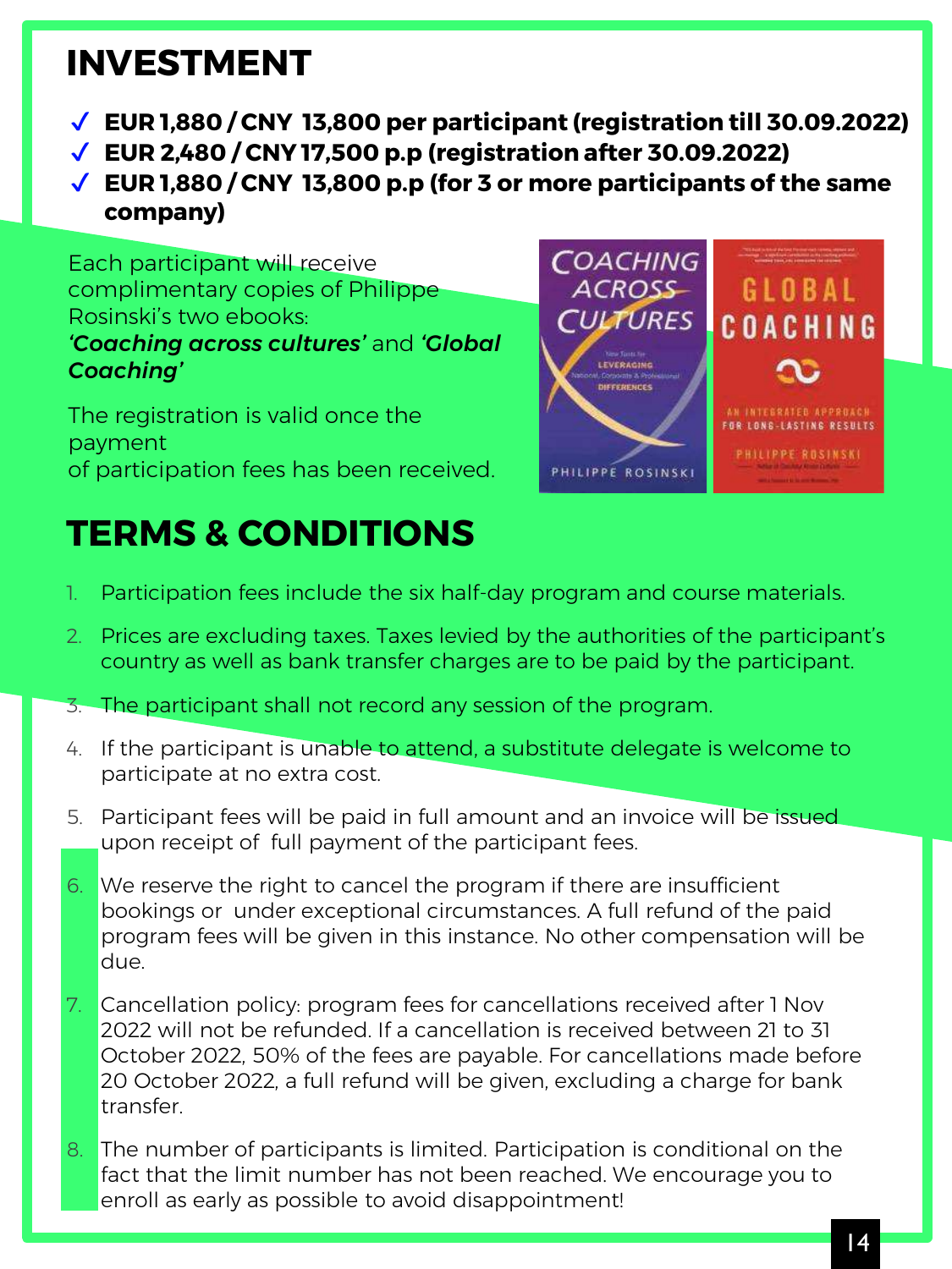# INVESTMENT

- ✓ **EUR 1,880 / CNY 13,800 per participant (registration till 30.09.2022)**
- ✓ **EUR 2,480 / CNY 17,500 p.p (registration after 30.09.2022)**
- ✓ **EUR 1,880 / CNY 13,800 p.p (for 3 or more participants of the same company)**

Each participant will receive complimentary copies of Philippe Rosinski's two ebooks: ***'Coaching across cultures'*** and ***'Global Coaching'***

The registration is valid once the payment of participation fees has been received.

# TERMS & CONDITIONS

1. Participation fees include the six half-day program and course materials.
2. Prices are excluding taxes. Taxes levied by the authorities of the participant's country as well as bank transfer charges are to be paid by the participant.
3. The participant shall not record any session of the program.
4. If the participant is unable to attend, a substitute delegate is welcome to participate at no extra cost.
5. Participant fees will be paid in full amount and an invoice will be issued upon receipt of full payment of the participant fees.
6. We reserve the right to cancel the program if there are insufficient bookings or under exceptional circumstances. A full refund of the paid program fees will be given in this instance. No other compensation will be due.
7. Cancellation policy: program fees for cancellations received after 1 Nov 2022 will not be refunded. If a cancellation is received between 21 to 31 October 2022, 50% of the fees are payable. For cancellations made before 20 October 2022, a full refund will be given, excluding a charge for bank transfer.
8. The number of participants is limited. Participation is conditional on the fact that the limit number has not been reached. We encourage you to enroll as early as possible to avoid disappointment!